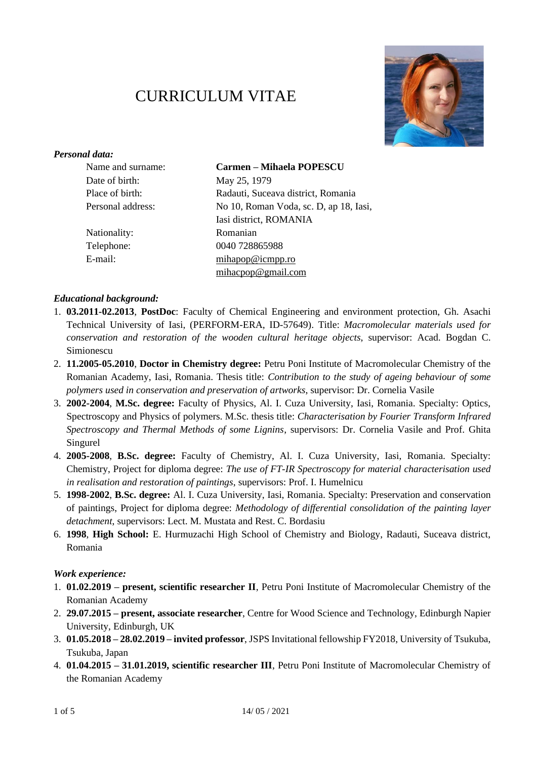# CURRICULUM VITAE

***Personal data:***

| | |
|---|---|
| Name and surname: | **Carmen – Mihaela POPESCU** |
| Date of birth: | May 25, 1979 |
| Place of birth: | Radauti, Suceava district, Romania |
| Personal address: | No 10, Roman Voda, sc. D, ap 18, Iasi, Iasi district, ROMANIA |
| Nationality: | Romanian |
| Telephone: | 0040 728865988 |
| E-mail: | mihapop@icmpp.ro<br>mihacpop@gmail.com |

***Educational background:***

1. **03.2011-02.2013**, **PostDoc**: Faculty of Chemical Engineering and environment protection, Gh. Asachi Technical University of Iasi, (PERFORM-ERA, ID-57649). Title: *Macromolecular materials used for conservation and restoration of the wooden cultural heritage objects*, supervisor: Acad. Bogdan C. Simionescu
2. **11.2005-05.2010**, **Doctor in Chemistry degree:** Petru Poni Institute of Macromolecular Chemistry of the Romanian Academy, Iasi, Romania. Thesis title: *Contribution to the study of ageing behaviour of some polymers used in conservation and preservation of artworks*, supervisor: Dr. Cornelia Vasile
3. **2002-2004**, **M.Sc. degree:** Faculty of Physics, Al. I. Cuza University, Iasi, Romania. Specialty: Optics, Spectroscopy and Physics of polymers. M.Sc. thesis title: *Characterisation by Fourier Transform Infrared Spectroscopy and Thermal Methods of some Lignins*, supervisors: Dr. Cornelia Vasile and Prof. Ghita Singurel
4. **2005-2008**, **B.Sc. degree:** Faculty of Chemistry, Al. I. Cuza University, Iasi, Romania. Specialty: Chemistry, Project for diploma degree: *The use of FT-IR Spectroscopy for material characterisation used in realisation and restoration of paintings*, supervisors: Prof. I. Humelnicu
5. **1998-2002**, **B.Sc. degree:** Al. I. Cuza University, Iasi, Romania. Specialty: Preservation and conservation of paintings, Project for diploma degree: *Methodology of differential consolidation of the painting layer detachment*, supervisors: Lect. M. Mustata and Rest. C. Bordasiu
6. **1998**, **High School:** E. Hurmuzachi High School of Chemistry and Biology, Radauti, Suceava district, Romania

***Work experience:***

1. **01.02.2019 – present, scientific researcher II**, Petru Poni Institute of Macromolecular Chemistry of the Romanian Academy
2. **29.07.2015 – present, associate researcher**, Centre for Wood Science and Technology, Edinburgh Napier University, Edinburgh, UK
3. **01.05.2018 – 28.02.2019 – invited professor**, JSPS Invitational fellowship FY2018, University of Tsukuba, Tsukuba, Japan
4. **01.04.2015 – 31.01.2019, scientific researcher III**, Petru Poni Institute of Macromolecular Chemistry of the Romanian Academy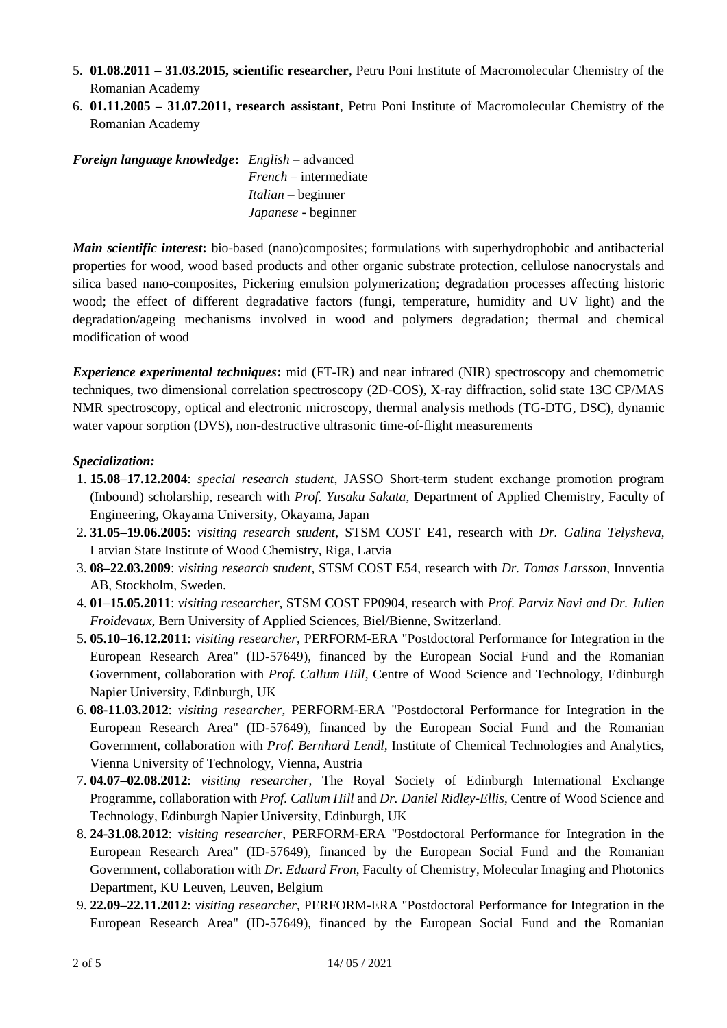5. **01.08.2011 – 31.03.2015, scientific researcher**, Petru Poni Institute of Macromolecular Chemistry of the Romanian Academy
6. **01.11.2005 – 31.07.2011, research assistant**, Petru Poni Institute of Macromolecular Chemistry of the Romanian Academy

***Foreign language knowledge*:** *English* – advanced
*French* – intermediate
*Italian* – beginner
*Japanese* - beginner

***Main scientific interest*:** bio-based (nano)composites; formulations with superhydrophobic and antibacterial properties for wood, wood based products and other organic substrate protection, cellulose nanocrystals and silica based nano-composites, Pickering emulsion polymerization; degradation processes affecting historic wood; the effect of different degradative factors (fungi, temperature, humidity and UV light) and the degradation/ageing mechanisms involved in wood and polymers degradation; thermal and chemical modification of wood

***Experience experimental techniques*:** mid (FT-IR) and near infrared (NIR) spectroscopy and chemometric techniques, two dimensional correlation spectroscopy (2D-COS), X-ray diffraction, solid state 13C CP/MAS NMR spectroscopy, optical and electronic microscopy, thermal analysis methods (TG-DTG, DSC), dynamic water vapour sorption (DVS), non-destructive ultrasonic time-of-flight measurements

***Specialization:***

1. **15.08–17.12.2004**: *special research student*, JASSO Short-term student exchange promotion program (Inbound) scholarship, research with *Prof. Yusaku Sakata*, Department of Applied Chemistry, Faculty of Engineering, Okayama University, Okayama, Japan
2. **31.05–19.06.2005**: *visiting research student*, STSM COST E41, research with *Dr. Galina Telysheva*, Latvian State Institute of Wood Chemistry, Riga, Latvia
3. **08–22.03.2009**: *visiting research student*, STSM COST E54, research with *Dr. Tomas Larsson*, Innventia AB, Stockholm, Sweden.
4. **01–15.05.2011**: *visiting researcher*, STSM COST FP0904, research with *Prof. Parviz Navi and Dr. Julien Froidevaux*, Bern University of Applied Sciences, Biel/Bienne, Switzerland.
5. **05.10–16.12.2011**: *visiting researcher*, PERFORM-ERA "Postdoctoral Performance for Integration in the European Research Area" (ID-57649), financed by the European Social Fund and the Romanian Government, collaboration with *Prof. Callum Hill*, Centre of Wood Science and Technology, Edinburgh Napier University, Edinburgh, UK
6. **08-11.03.2012**: *visiting researcher*, PERFORM-ERA "Postdoctoral Performance for Integration in the European Research Area" (ID-57649), financed by the European Social Fund and the Romanian Government, collaboration with *Prof. Bernhard Lendl*, Institute of Chemical Technologies and Analytics, Vienna University of Technology, Vienna, Austria
7. **04.07–02.08.2012**: *visiting researcher*, The Royal Society of Edinburgh International Exchange Programme, collaboration with *Prof. Callum Hill* and *Dr. Daniel Ridley-Ellis*, Centre of Wood Science and Technology, Edinburgh Napier University, Edinburgh, UK
8. **24-31.08.2012**: *visiting researcher*, PERFORM-ERA "Postdoctoral Performance for Integration in the European Research Area" (ID-57649), financed by the European Social Fund and the Romanian Government, collaboration with *Dr. Eduard Fron*, Faculty of Chemistry, Molecular Imaging and Photonics Department, KU Leuven, Leuven, Belgium
9. **22.09–22.11.2012**: *visiting researcher*, PERFORM-ERA "Postdoctoral Performance for Integration in the European Research Area" (ID-57649), financed by the European Social Fund and the Romanian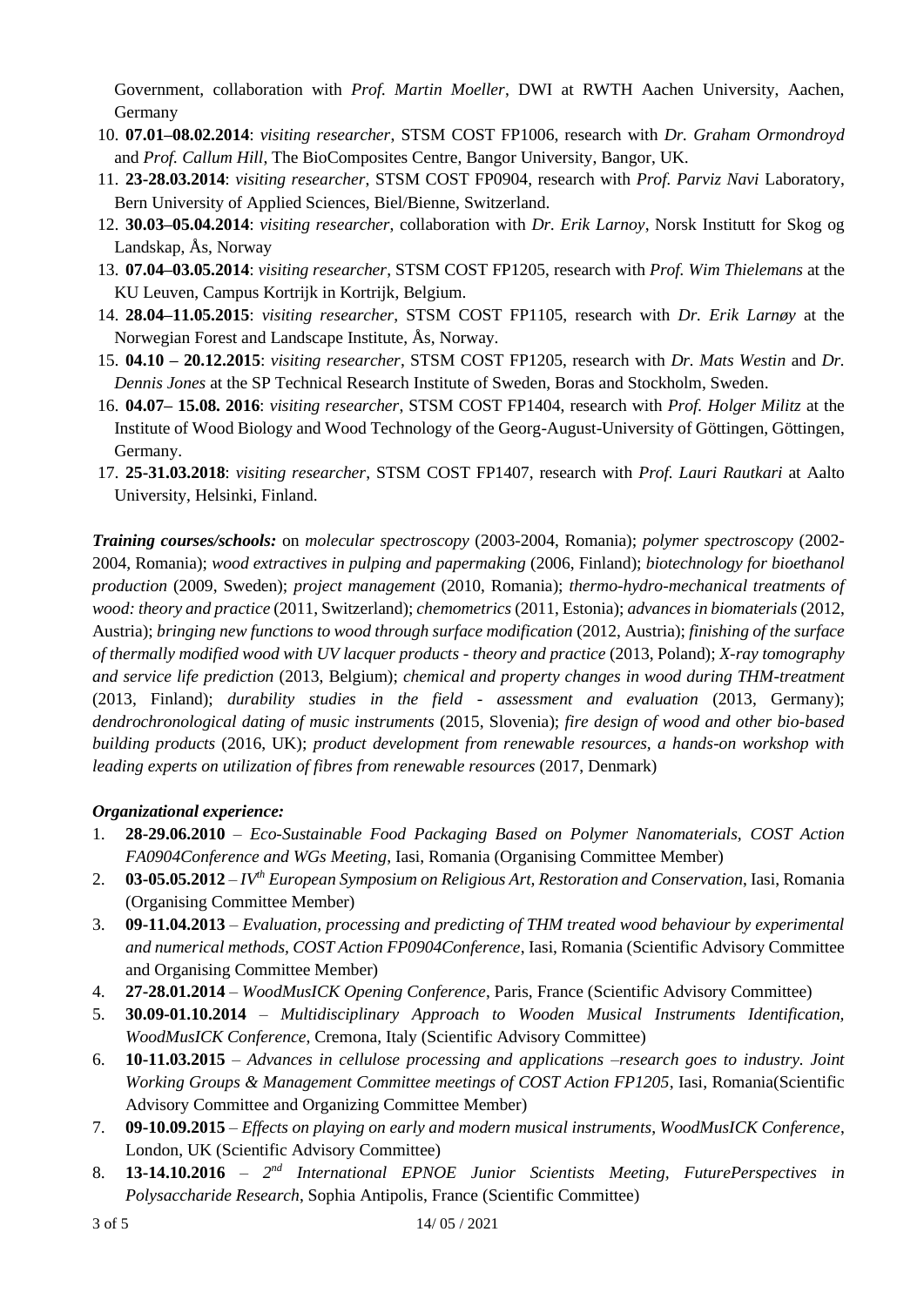Government, collaboration with *Prof. Martin Moeller*, DWI at RWTH Aachen University, Aachen, Germany

10. **07.01–08.02.2014**: *visiting researcher*, STSM COST FP1006, research with *Dr. Graham Ormondroyd* and *Prof. Callum Hill*, The BioComposites Centre, Bangor University, Bangor, UK.
11. **23-28.03.2014**: *visiting researcher*, STSM COST FP0904, research with *Prof. Parviz Navi* Laboratory, Bern University of Applied Sciences, Biel/Bienne, Switzerland.
12. **30.03–05.04.2014**: *visiting researcher*, collaboration with *Dr. Erik Larnoy*, Norsk Institutt for Skog og Landskap, Ås, Norway
13. **07.04–03.05.2014**: *visiting researcher*, STSM COST FP1205, research with *Prof. Wim Thielemans* at the KU Leuven, Campus Kortrijk in Kortrijk, Belgium.
14. **28.04–11.05.2015**: *visiting researcher*, STSM COST FP1105, research with *Dr. Erik Larnøy* at the Norwegian Forest and Landscape Institute, Ås, Norway.
15. **04.10 – 20.12.2015**: *visiting researcher*, STSM COST FP1205, research with *Dr. Mats Westin* and *Dr. Dennis Jones* at the SP Technical Research Institute of Sweden, Boras and Stockholm, Sweden.
16. **04.07– 15.08. 2016**: *visiting researcher*, STSM COST FP1404, research with *Prof. Holger Militz* at the Institute of Wood Biology and Wood Technology of the Georg-August-University of Göttingen, Göttingen, Germany.
17. **25-31.03.2018**: *visiting researcher*, STSM COST FP1407, research with *Prof. Lauri Rautkari* at Aalto University, Helsinki, Finland.

***Training courses/schools:*** on *molecular spectroscopy* (2003-2004, Romania); *polymer spectroscopy* (2002-2004, Romania); *wood extractives in pulping and papermaking* (2006, Finland); *biotechnology for bioethanol production* (2009, Sweden); *project management* (2010, Romania); *thermo-hydro-mechanical treatments of wood: theory and practice* (2011, Switzerland); *chemometrics* (2011, Estonia); *advances in biomaterials* (2012, Austria); *bringing new functions to wood through surface modification* (2012, Austria); *finishing of the surface of thermally modified wood with UV lacquer products - theory and practice* (2013, Poland); *X-ray tomography and service life prediction* (2013, Belgium); *chemical and property changes in wood during THM-treatment* (2013, Finland); *durability studies in the field - assessment and evaluation* (2013, Germany); *dendrochronological dating of music instruments* (2015, Slovenia); *fire design of wood and other bio-based building products* (2016, UK); *product development from renewable resources, a hands-on workshop with leading experts on utilization of fibres from renewable resources* (2017, Denmark)

***Organizational experience:***

1. **28-29.06.2010** – *Eco-Sustainable Food Packaging Based on Polymer Nanomaterials, COST Action FA0904Conference and WGs Meeting*, Iasi, Romania (Organising Committee Member)
2. **03-05.05.2012** – *IV<sup>th</sup> European Symposium on Religious Art, Restoration and Conservation*, Iasi, Romania (Organising Committee Member)
3. **09-11.04.2013** – *Evaluation, processing and predicting of THM treated wood behaviour by experimental and numerical methods, COST Action FP0904Conference*, Iasi, Romania (Scientific Advisory Committee and Organising Committee Member)
4. **27-28.01.2014** – *WoodMusICK Opening Conference*, Paris, France (Scientific Advisory Committee)
5. **30.09-01.10.2014** – *Multidisciplinary Approach to Wooden Musical Instruments Identification, WoodMusICK Conference*, Cremona, Italy (Scientific Advisory Committee)
6. **10-11.03.2015** – *Advances in cellulose processing and applications –research goes to industry. Joint Working Groups & Management Committee meetings of COST Action FP1205*, Iasi, Romania(Scientific Advisory Committee and Organizing Committee Member)
7. **09-10.09.2015** – *Effects on playing on early and modern musical instruments, WoodMusICK Conference*, London, UK (Scientific Advisory Committee)
8. **13-14.10.2016** – *2<sup>nd</sup> International EPNOE Junior Scientists Meeting, FuturePerspectives in Polysaccharide Research*, Sophia Antipolis, France (Scientific Committee)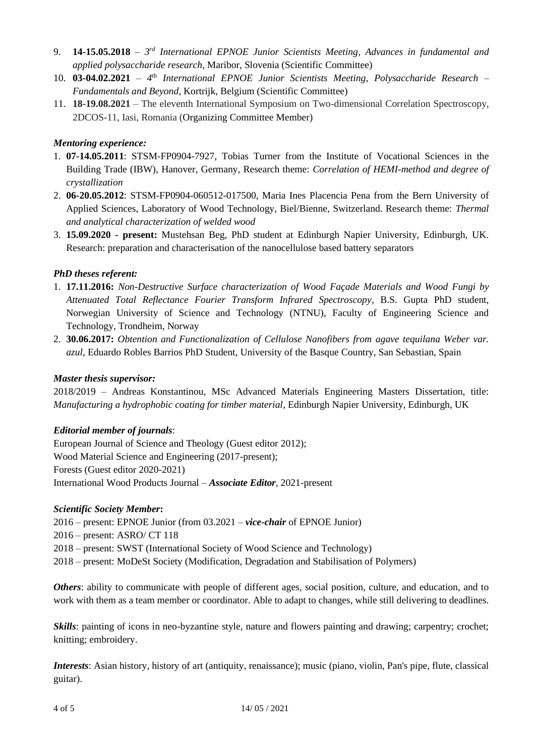9. **14-15.05.2018** – *3rd International EPNOE Junior Scientists Meeting, Advances in fundamental and applied polysaccharide research*, Maribor, Slovenia (Scientific Committee)
10. **03-04.02.2021** – *4th International EPNOE Junior Scientists Meeting, Polysaccharide Research – Fundamentals and Beyond*, Kortrijk, Belgium (Scientific Committee)
11. **18-19.08.2021** – The eleventh International Symposium on Two-dimensional Correlation Spectroscopy, 2DCOS-11, Iasi, Romania (Organizing Committee Member)

***Mentoring experience:***

1. **07-14.05.2011**: STSM-FP0904-7927, Tobias Turner from the Institute of Vocational Sciences in the Building Trade (IBW), Hanover, Germany, Research theme: *Correlation of HEMI-method and degree of crystallization*
2. **06-20.05.2012**: STSM-FP0904-060512-017500, Maria Ines Placencia Pena from the Bern University of Applied Sciences, Laboratory of Wood Technology, Biel/Bienne, Switzerland. Research theme: *Thermal and analytical characterization of welded wood*
3. **15.09.2020 - present:** Mustehsan Beg, PhD student at Edinburgh Napier University, Edinburgh, UK. Research: preparation and characterisation of the nanocellulose based battery separators

***PhD theses referent:***

1. **17.11.2016:** *Non-Destructive Surface characterization of Wood Façade Materials and Wood Fungi by Attenuated Total Reflectance Fourier Transform Infrared Spectroscopy*, B.S. Gupta PhD student, Norwegian University of Science and Technology (NTNU), Faculty of Engineering Science and Technology, Trondheim, Norway
2. **30.06.2017:** *Obtention and Functionalization of Cellulose Nanofibers from agave tequilana Weber var. azul,* Eduardo Robles Barrios PhD Student, University of the Basque Country, San Sebastian, Spain

***Master thesis supervisor:***

2018/2019 – Andreas Konstantinou, MSc Advanced Materials Engineering Masters Dissertation, title: *Manufacturing a hydrophobic coating for timber material*, Edinburgh Napier University, Edinburgh, UK

***Editorial member of journals***:

European Journal of Science and Theology (Guest editor 2012);
Wood Material Science and Engineering (2017-present);
Forests (Guest editor 2020-2021)
International Wood Products Journal – ***Associate Editor***, 2021-present

***Scientific Society Member*:**

2016 – present: EPNOE Junior (from 03.2021 – ***vice-chair*** of EPNOE Junior)
2016 – present: ASRO/ CT 118
2018 – present: SWST (International Society of Wood Science and Technology)
2018 – present: MoDeSt Society (Modification, Degradation and Stabilisation of Polymers)

***Others***: ability to communicate with people of different ages, social position, culture, and education, and to work with them as a team member or coordinator. Able to adapt to changes, while still delivering to deadlines.

***Skills***: painting of icons in neo-byzantine style, nature and flowers painting and drawing; carpentry; crochet; knitting; embroidery.

***Interests***: Asian history, history of art (antiquity, renaissance); music (piano, violin, Pan's pipe, flute, classical guitar).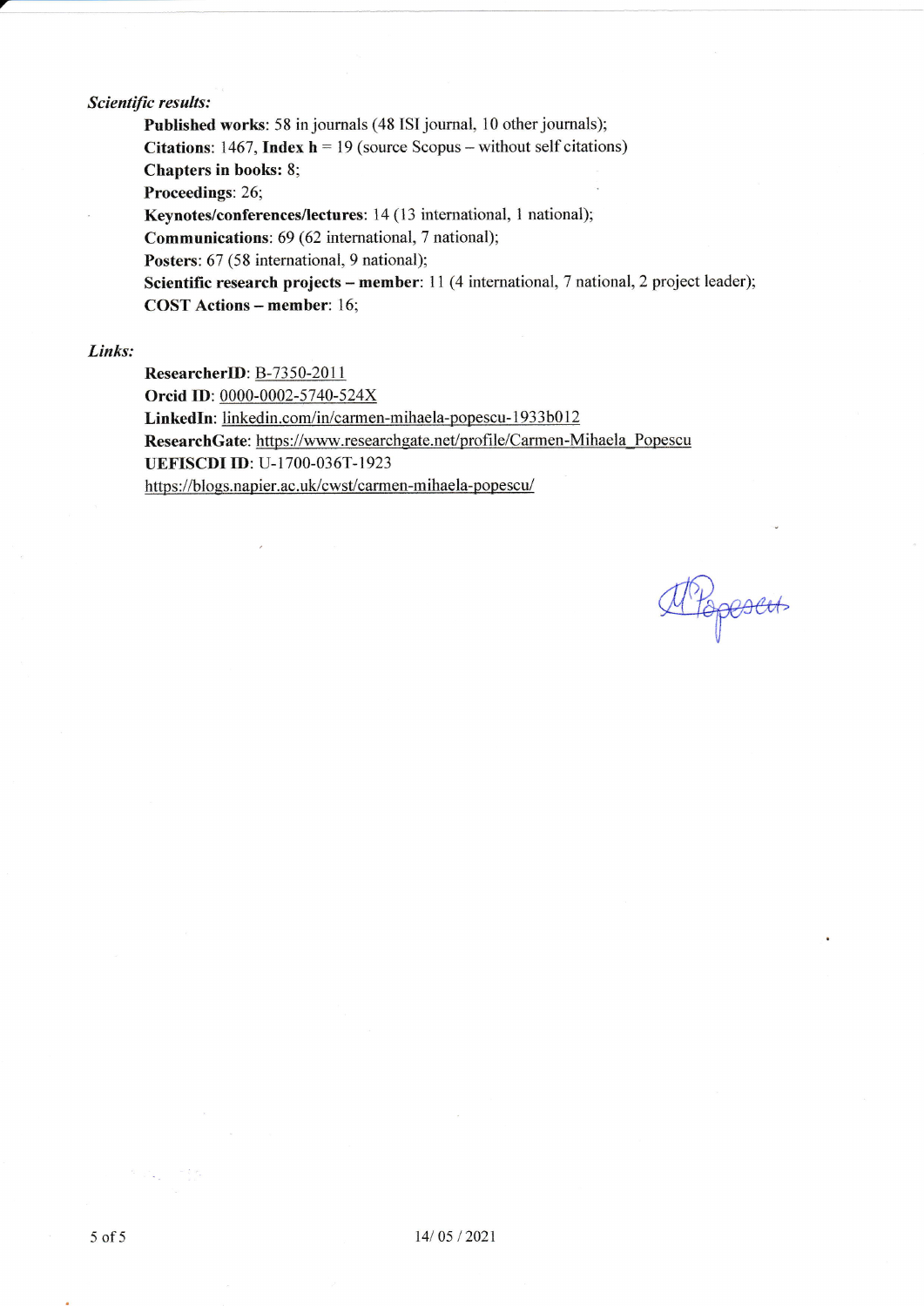*Scientific results:*

**Published works**: 58 in journals (48 ISI journal, 10 other journals);
**Citations**: 1467, **Index h** = 19 (source Scopus – without self citations)
**Chapters in books:** 8;
**Proceedings**: 26;
**Keynotes/conferences/lectures**: 14 (13 international, 1 national);
**Communications**: 69 (62 international, 7 national);
**Posters**: 67 (58 international, 9 national);
**Scientific research projects – member**: 11 (4 international, 7 national, 2 project leader);
**COST Actions – member**: 16;

*Links:*

**ResearcherID**: B-7350-2011
**Orcid ID**: 0000-0002-5740-524X
**LinkedIn**: linkedin.com/in/carmen-mihaela-popescu-1933b012
**ResearchGate**: https://www.researchgate.net/profile/Carmen-Mihaela_Popescu
**UEFISCDI ID**: U-1700-036T-1923
https://blogs.napier.ac.uk/cwst/carmen-mihaela-popescu/

14/ 05 / 2021